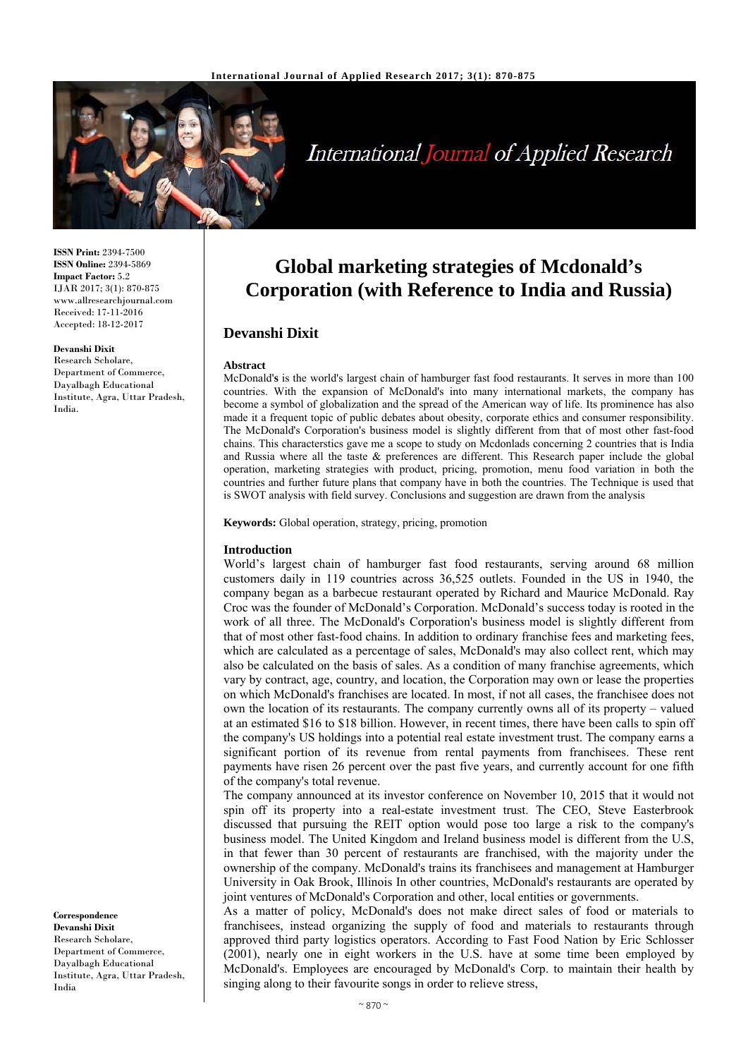# Global marketing strategies of Mcdonald's Corporation (with Reference to India and Russia)

**Devanshi Dixit**

**ISSN Print:** 2394-7500
**ISSN Online:** 2394-5869
**Impact Factor:** 5.2
IJAR 2017; 3(1): 870-875
www.allresearchjournal.com
Received: 17-11-2016
Accepted: 18-12-2017

**Devanshi Dixit**
Research Scholare,
Department of Commerce,
Dayalbagh Educational Institute, Agra, Uttar Pradesh, India.

**Correspondence**
**Devanshi Dixit**
Research Scholare,
Department of Commerce,
Dayalbagh Educational Institute, Agra, Uttar Pradesh, India

### Abstract

McDonald'**s** is the world's largest chain of hamburger fast food restaurants. It serves in more than 100 countries. With the expansion of McDonald's into many international markets, the company has become a symbol of globalization and the spread of the American way of life. Its prominence has also made it a frequent topic of public debates about obesity, corporate ethics and consumer responsibility. The McDonald's Corporation's business model is slightly different from that of most other fast-food chains. This characterstics gave me a scope to study on Mcdonlads concerning 2 countries that is India and Russia where all the taste & preferences are different. This Research paper include the global operation, marketing strategies with product, pricing, promotion, menu food variation in both the countries and further future plans that company have in both the countries. The Technique is used that is SWOT analysis with field survey. Conclusions and suggestion are drawn from the analysis

**Keywords:** Global operation, strategy, pricing, promotion

### Introduction

World's largest chain of hamburger fast food restaurants, serving around 68 million customers daily in 119 countries across 36,525 outlets. Founded in the US in 1940, the company began as a barbecue restaurant operated by Richard and Maurice McDonald. Ray Croc was the founder of McDonald's Corporation. McDonald's success today is rooted in the work of all three. The McDonald's Corporation's business model is slightly different from that of most other fast-food chains. In addition to ordinary franchise fees and marketing fees, which are calculated as a percentage of sales, McDonald's may also collect rent, which may also be calculated on the basis of sales. As a condition of many franchise agreements, which vary by contract, age, country, and location, the Corporation may own or lease the properties on which McDonald's franchises are located. In most, if not all cases, the franchisee does not own the location of its restaurants. The company currently owns all of its property – valued at an estimated $16 to $18 billion. However, in recent times, there have been calls to spin off the company's US holdings into a potential real estate investment trust. The company earns a significant portion of its revenue from rental payments from franchisees. These rent payments have risen 26 percent over the past five years, and currently account for one fifth of the company's total revenue.

The company announced at its investor conference on November 10, 2015 that it would not spin off its property into a real-estate investment trust. The CEO, Steve Easterbrook discussed that pursuing the REIT option would pose too large a risk to the company's business model. The United Kingdom and Ireland business model is different from the U.S, in that fewer than 30 percent of restaurants are franchised, with the majority under the ownership of the company. McDonald's trains its franchisees and management at Hamburger University in Oak Brook, Illinois In other countries, McDonald's restaurants are operated by joint ventures of McDonald's Corporation and other, local entities or governments.

As a matter of policy, McDonald's does not make direct sales of food or materials to franchisees, instead organizing the supply of food and materials to restaurants through approved third party logistics operators. According to Fast Food Nation by Eric Schlosser (2001), nearly one in eight workers in the U.S. have at some time been employed by McDonald's. Employees are encouraged by McDonald's Corp. to maintain their health by singing along to their favourite songs in order to relieve stress,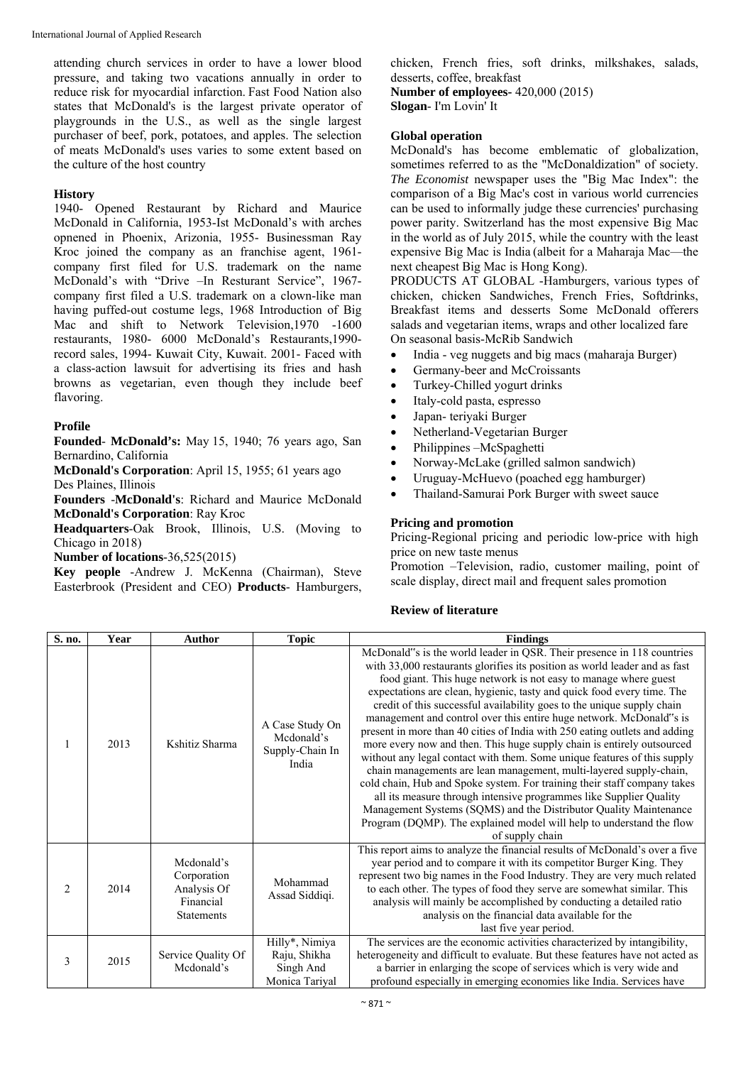attending church services in order to have a lower blood pressure, and taking two vacations annually in order to reduce risk for myocardial infarction. Fast Food Nation also states that McDonald's is the largest private operator of playgrounds in the U.S., as well as the single largest purchaser of beef, pork, potatoes, and apples. The selection of meats McDonald's uses varies to some extent based on the culture of the host country

### History

1940- Opened Restaurant by Richard and Maurice McDonald in California, 1953-Ist McDonald's with arches opnened in Phoenix, Arizonia, 1955- Businessman Ray Kroc joined the company as an franchise agent, 1961- company first filed for U.S. trademark on the name McDonald's with "Drive –In Resturant Service", 1967- company first filed a U.S. trademark on a clown-like man having puffed-out costume legs, 1968 Introduction of Big Mac and shift to Network Television,1970 -1600 restaurants, 1980- 6000 McDonald's Restaurants,1990- record sales, 1994- Kuwait City, Kuwait. 2001- Faced with a class-action lawsuit for advertising its fries and hash browns as vegetarian, even though they include beef flavoring.

### Profile

**Founded**- **McDonald's:** May 15, 1940; 76 years ago, San Bernardino, California

**McDonald's Corporation**: April 15, 1955; 61 years ago Des Plaines, Illinois

**Founders** -**McDonald's**: Richard and Maurice McDonald
**McDonald's Corporation**: Ray Kroc

**Headquarters**-Oak Brook, Illinois, U.S. (Moving to Chicago in 2018)

**Number of locations**-36,525(2015)

**Key people** -Andrew J. McKenna (Chairman), Steve Easterbrook (President and CEO) **Products**- Hamburgers, chicken, French fries, soft drinks, milkshakes, salads, desserts, coffee, breakfast

**Number of employees-** 420,000 (2015)

**Slogan**- I'm Lovin' It

### Global operation

McDonald's has become emblematic of globalization, sometimes referred to as the "McDonaldization" of society. *The Economist* newspaper uses the "Big Mac Index": the comparison of a Big Mac's cost in various world currencies can be used to informally judge these currencies' purchasing power parity. Switzerland has the most expensive Big Mac in the world as of July 2015, while the country with the least expensive Big Mac is India (albeit for a Maharaja Mac—the next cheapest Big Mac is Hong Kong).

PRODUCTS AT GLOBAL -Hamburgers, various types of chicken, chicken Sandwiches, French Fries, Softdrinks, Breakfast items and desserts Some McDonald offerers salads and vegetarian items, wraps and other localized fare On seasonal basis-McRib Sandwich

- India - veg nuggets and big macs (maharaja Burger)
- Germany-beer and McCroissants
- Turkey-Chilled yogurt drinks
- Italy-cold pasta, espresso
- Japan- teriyaki Burger
- Netherland-Vegetarian Burger
- Philippines –McSpaghetti
- Norway-McLake (grilled salmon sandwich)
- Uruguay-McHuevo (poached egg hamburger)
- Thailand-Samurai Pork Burger with sweet sauce

### Pricing and promotion

Pricing-Regional pricing and periodic low-price with high price on new taste menus

Promotion –Television, radio, customer mailing, point of scale display, direct mail and frequent sales promotion

### Review of literature

| S. no. | Year | Author | Topic | Findings |
|---|---|---|---|---|
| 1 | 2013 | Kshitiz Sharma | A Case Study On Mcdonald's Supply-Chain In India | McDonald"s is the world leader in QSR. Their presence in 118 countries with 33,000 restaurants glorifies its position as world leader and as fast food giant. This huge network is not easy to manage where guest expectations are clean, hygienic, tasty and quick food every time. The credit of this successful availability goes to the unique supply chain management and control over this entire huge network. McDonald"s is present in more than 40 cities of India with 250 eating outlets and adding more every now and then. This huge supply chain is entirely outsourced without any legal contact with them. Some unique features of this supply chain managements are lean management, multi-layered supply-chain, cold chain, Hub and Spoke system. For training their staff company takes all its measure through intensive programmes like Supplier Quality Management Systems (SQMS) and the Distributor Quality Maintenance Program (DQMP). The explained model will help to understand the flow of supply chain |
| 2 | 2014 | Mcdonald's Corporation Analysis Of Financial Statements | Mohammad Assad Siddiqi. | This report aims to analyze the financial results of McDonald's over a five year period and to compare it with its competitor Burger King. They represent two big names in the Food Industry. They are very much related to each other. The types of food they serve are somewhat similar. This analysis will mainly be accomplished by conducting a detailed ratio analysis on the financial data available for the last five year period. |
| 3 | 2015 | Service Quality Of Mcdonald's | Hilly*, Nimiya Raju, Shikha Singh And Monica Tariyal | The services are the economic activities characterized by intangibility, heterogeneity and difficult to evaluate. But these features have not acted as a barrier in enlarging the scope of services which is very wide and profound especially in emerging economies like India. Services have |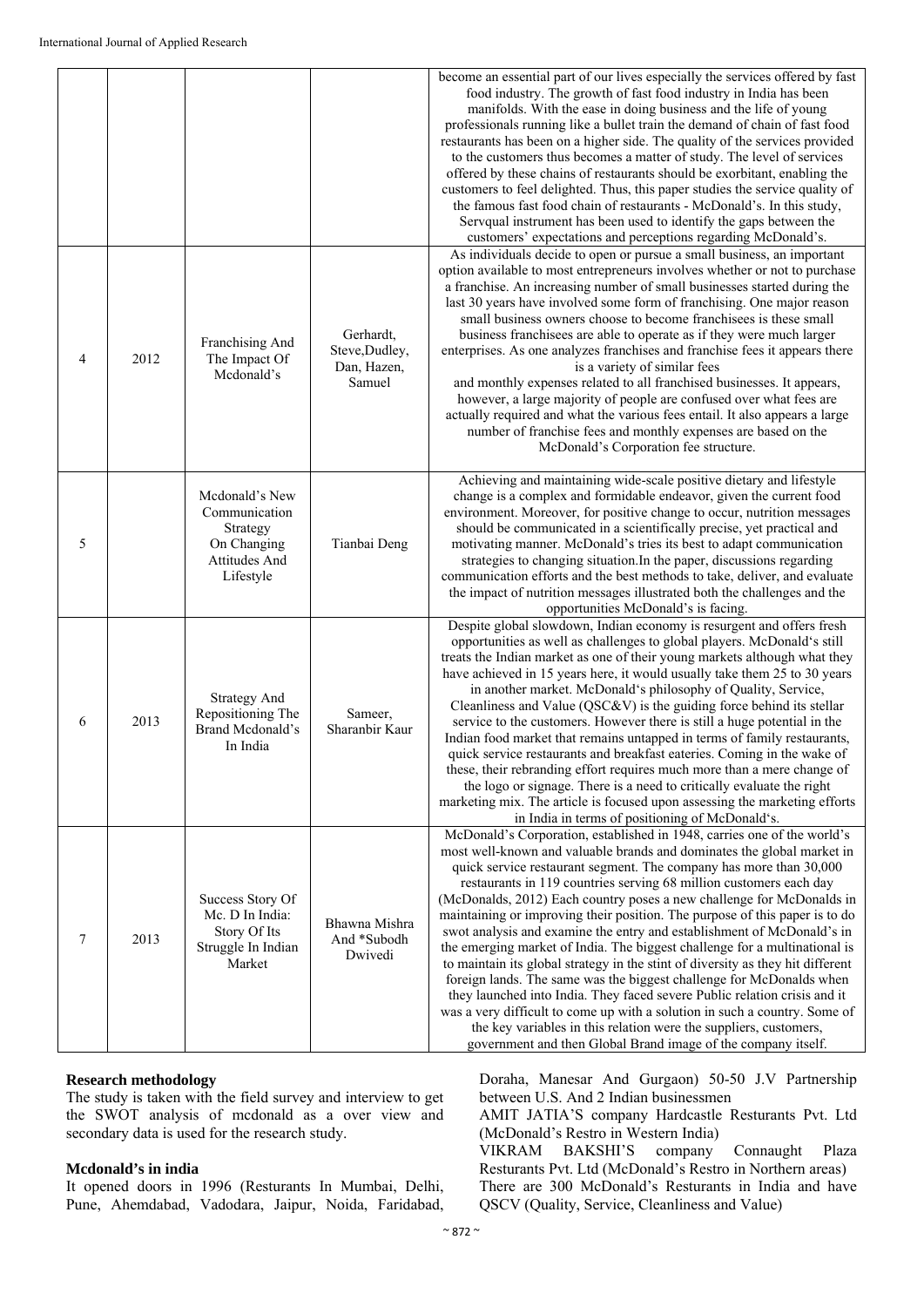|   |   |   |   | become an essential part of our lives especially the services offered by fast food industry. The growth of fast food industry in India has been manifolds. With the ease in doing business and the life of young professionals running like a bullet train the demand of chain of fast food restaurants has been on a higher side. The quality of the services provided to the customers thus becomes a matter of study. The level of services offered by these chains of restaurants should be exorbitant, enabling the customers to feel delighted. Thus, this paper studies the service quality of the famous fast food chain of restaurants - McDonald's. In this study, Servqual instrument has been used to identify the gaps between the customers' expectations and perceptions regarding McDonald's. |
|---|---|---|---|---|
| 4 | 2012 | Franchising And The Impact Of Mcdonald's | Gerhardt, Steve,Dudley, Dan, Hazen, Samuel | As individuals decide to open or pursue a small business, an important option available to most entrepreneurs involves whether or not to purchase a franchise. An increasing number of small businesses started during the last 30 years have involved some form of franchising. One major reason small business owners choose to become franchisees is these small business franchisees are able to operate as if they were much larger enterprises. As one analyzes franchises and franchise fees it appears there is a variety of similar fees and monthly expenses related to all franchised businesses. It appears, however, a large majority of people are confused over what fees are actually required and what the various fees entail. It also appears a large number of franchise fees and monthly expenses are based on the McDonald's Corporation fee structure. |
| 5 |   | Mcdonald's New Communication Strategy On Changing Attitudes And Lifestyle | Tianbai Deng | Achieving and maintaining wide-scale positive dietary and lifestyle change is a complex and formidable endeavor, given the current food environment. Moreover, for positive change to occur, nutrition messages should be communicated in a scientifically precise, yet practical and motivating manner. McDonald's tries its best to adapt communication strategies to changing situation.In the paper, discussions regarding communication efforts and the best methods to take, deliver, and evaluate the impact of nutrition messages illustrated both the challenges and the opportunities McDonald's is facing. |
| 6 | 2013 | Strategy And Repositioning The Brand Mcdonald's In India | Sameer, Sharanbir Kaur | Despite global slowdown, Indian economy is resurgent and offers fresh opportunities as well as challenges to global players. McDonald's still treats the Indian market as one of their young markets although what they have achieved in 15 years here, it would usually take them 25 to 30 years in another market. McDonald's philosophy of Quality, Service, Cleanliness and Value (QSC&V) is the guiding force behind its stellar service to the customers. However there is still a huge potential in the Indian food market that remains untapped in terms of family restaurants, quick service restaurants and breakfast eateries. Coming in the wake of these, their rebranding effort requires much more than a mere change of the logo or signage. There is a need to critically evaluate the right marketing mix. The article is focused upon assessing the marketing efforts in India in terms of positioning of McDonald's. |
| 7 | 2013 | Success Story Of Mc. D In India: Story Of Its Struggle In Indian Market | Bhawna Mishra And *Subodh Dwivedi | McDonald's Corporation, established in 1948, carries one of the world's most well-known and valuable brands and dominates the global market in quick service restaurant segment. The company has more than 30,000 restaurants in 119 countries serving 68 million customers each day (McDonalds, 2012) Each country poses a new challenge for McDonalds in maintaining or improving their position. The purpose of this paper is to do swot analysis and examine the entry and establishment of McDonald's in the emerging market of India. The biggest challenge for a multinational is to maintain its global strategy in the stint of diversity as they hit different foreign lands. The same was the biggest challenge for McDonalds when they launched into India. They faced severe Public relation crisis and it was a very difficult to come up with a solution in such a country. Some of the key variables in this relation were the suppliers, customers, government and then Global Brand image of the company itself. |

**Research methodology**

The study is taken with the field survey and interview to get the SWOT analysis of mcdonald as a over view and secondary data is used for the research study.

**Mcdonald's in india**

It opened doors in 1996 (Resturants In Mumbai, Delhi, Pune, Ahemdabad, Vadodara, Jaipur, Noida, Faridabad, Doraha, Manesar And Gurgaon) 50-50 J.V Partnership between U.S. And 2 Indian businessmen

AMIT JATIA'S company Hardcastle Resturants Pvt. Ltd (McDonald's Restro in Western India)

VIKRAM BAKSHI'S company Connaught Plaza Resturants Pvt. Ltd (McDonald's Restro in Northern areas)

There are 300 McDonald's Resturants in India and have QSCV (Quality, Service, Cleanliness and Value)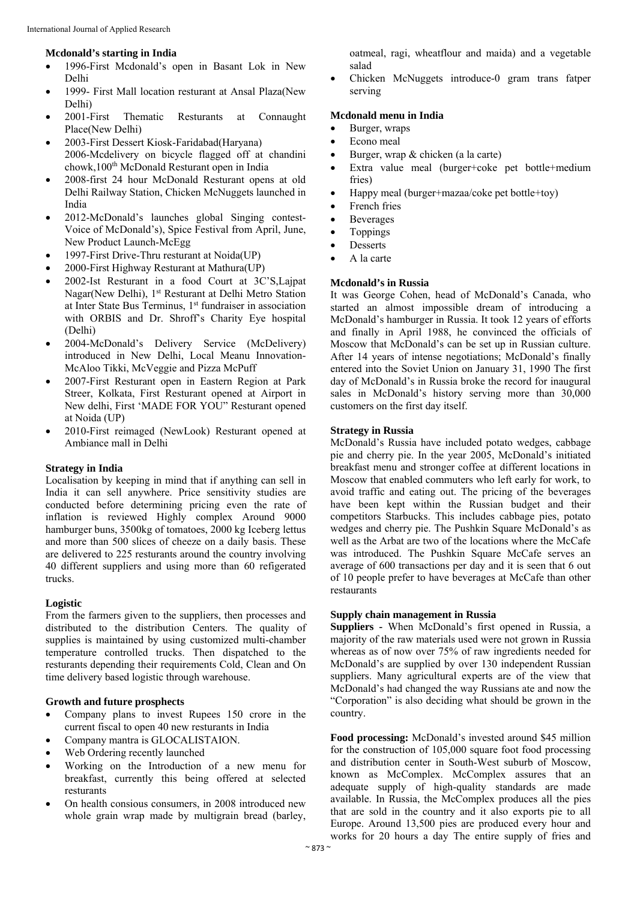**Mcdonald's starting in India**

- 1996-First Mcdonald's open in Basant Lok in New Delhi
- 1999- First Mall location resturant at Ansal Plaza(New Delhi)
- 2001-First Thematic Resturants at Connaught Place(New Delhi)
- 2003-First Dessert Kiosk-Faridabad(Haryana) 2006-Mcdelivery on bicycle flagged off at chandini chowk,100th McDonald Resturant open in India
- 2008-first 24 hour McDonald Resturant opens at old Delhi Railway Station, Chicken McNuggets launched in India
- 2012-McDonald's launches global Singing contest-Voice of McDonald's), Spice Festival from April, June, New Product Launch-McEgg
- 1997-First Drive-Thru resturant at Noida(UP)
- 2000-First Highway Resturant at Mathura(UP)
- 2002-Ist Resturant in a food Court at 3C'S,Lajpat Nagar(New Delhi), 1st Resturant at Delhi Metro Station at Inter State Bus Terminus, 1st fundraiser in association with ORBIS and Dr. Shroff's Charity Eye hospital (Delhi)
- 2004-McDonald's Delivery Service (McDelivery) introduced in New Delhi, Local Meanu Innovation-McAloo Tikki, McVeggie and Pizza McPuff
- 2007-First Resturant open in Eastern Region at Park Streer, Kolkata, First Resturant opened at Airport in New delhi, First 'MADE FOR YOU" Resturant opened at Noida (UP)
- 2010-First reimaged (NewLook) Resturant opened at Ambiance mall in Delhi

**Strategy in India**

Localisation by keeping in mind that if anything can sell in India it can sell anywhere. Price sensitivity studies are conducted before determining pricing even the rate of inflation is reviewed Highly complex Around 9000 hamburger buns, 3500kg of tomatoes, 2000 kg Iceberg lettus and more than 500 slices of cheeze on a daily basis. These are delivered to 225 resturants around the country involving 40 different suppliers and using more than 60 refigerated trucks.

**Logistic**

From the farmers given to the suppliers, then processes and distributed to the distribution Centers. The quality of supplies is maintained by using customized multi-chamber temperature controlled trucks. Then dispatched to the resturants depending their requirements Cold, Clean and On time delivery based logistic through warehouse.

**Growth and future prosphects**

- Company plans to invest Rupees 150 crore in the current fiscal to open 40 new resturants in India
- Company mantra is GLOCALISTAION.
- Web Ordering recently launched
- Working on the Introduction of a new menu for breakfast, currently this being offered at selected resturants
- On health consious consumers, in 2008 introduced new whole grain wrap made by multigrain bread (barley, oatmeal, ragi, wheatflour and maida) and a vegetable salad
- Chicken McNuggets introduce-0 gram trans fatper serving

**Mcdonald menu in India**

- Burger, wraps
- Econo meal
- Burger, wrap & chicken (a la carte)
- Extra value meal (burger+coke pet bottle+medium fries)
- Happy meal (burger+mazaa/coke pet bottle+toy)
- French fries
- Beverages
- Toppings
- Desserts
- A la carte

**Mcdonald's in Russia**

It was George Cohen, head of McDonald's Canada, who started an almost impossible dream of introducing a McDonald's hamburger in Russia. It took 12 years of efforts and finally in April 1988, he convinced the officials of Moscow that McDonald's can be set up in Russian culture. After 14 years of intense negotiations; McDonald's finally entered into the Soviet Union on January 31, 1990 The first day of McDonald's in Russia broke the record for inaugural sales in McDonald's history serving more than 30,000 customers on the first day itself.

**Strategy in Russia**

McDonald's Russia have included potato wedges, cabbage pie and cherry pie. In the year 2005, McDonald's initiated breakfast menu and stronger coffee at different locations in Moscow that enabled commuters who left early for work, to avoid traffic and eating out. The pricing of the beverages have been kept within the Russian budget and their competitors Starbucks. This includes cabbage pies, potato wedges and cherry pie. The Pushkin Square McDonald's as well as the Arbat are two of the locations where the McCafe was introduced. The Pushkin Square McCafe serves an average of 600 transactions per day and it is seen that 6 out of 10 people prefer to have beverages at McCafe than other restaurants

**Supply chain management in Russia**

**Suppliers** - When McDonald's first opened in Russia, a majority of the raw materials used were not grown in Russia whereas as of now over 75% of raw ingredients needed for McDonald's are supplied by over 130 independent Russian suppliers. Many agricultural experts are of the view that McDonald's had changed the way Russians ate and now the "Corporation" is also deciding what should be grown in the country.

**Food processing:** McDonald's invested around $45 million for the construction of 105,000 square foot food processing and distribution center in South-West suburb of Moscow, known as McComplex. McComplex assures that an adequate supply of high-quality standards are made available. In Russia, the McComplex produces all the pies that are sold in the country and it also exports pie to all Europe. Around 13,500 pies are produced every hour and works for 20 hours a day The entire supply of fries and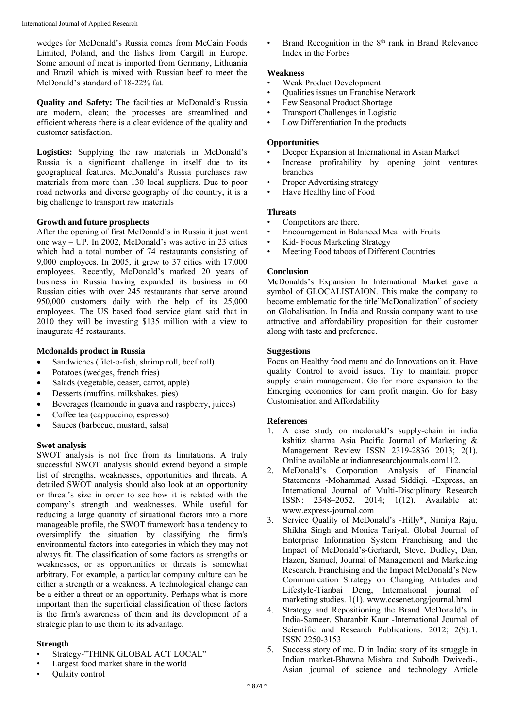wedges for McDonald's Russia comes from McCain Foods Limited, Poland, and the fishes from Cargill in Europe. Some amount of meat is imported from Germany, Lithuania and Brazil which is mixed with Russian beef to meet the McDonald's standard of 18-22% fat.

**Quality and Safety:** The facilities at McDonald's Russia are modern, clean; the processes are streamlined and efficient whereas there is a clear evidence of the quality and customer satisfaction.

**Logistics:** Supplying the raw materials in McDonald's Russia is a significant challenge in itself due to its geographical features. McDonald's Russia purchases raw materials from more than 130 local suppliers. Due to poor road networks and diverse geography of the country, it is a big challenge to transport raw materials

### Growth and future prosphects

After the opening of first McDonald's in Russia it just went one way – UP. In 2002, McDonald's was active in 23 cities which had a total number of 74 restaurants consisting of 9,000 employees. In 2005, it grew to 37 cities with 17,000 employees. Recently, McDonald's marked 20 years of business in Russia having expanded its business in 60 Russian cities with over 245 restaurants that serve around 950,000 customers daily with the help of its 25,000 employees. The US based food service giant said that in 2010 they will be investing $135 million with a view to inaugurate 45 restaurants.

### Mcdonalds product in Russia

- Sandwiches (filet-o-fish, shrimp roll, beef roll)
- Potatoes (wedges, french fries)
- Salads (vegetable, ceaser, carrot, apple)
- Desserts (muffins. milkshakes. pies)
- Beverages (leamonde in guava and raspberry, juices)
- Coffee tea (cappuccino, espresso)
- Sauces (barbecue, mustard, salsa)

### Swot analysis

SWOT analysis is not free from its limitations. A truly successful SWOT analysis should extend beyond a simple list of strengths, weaknesses, opportunities and threats. A detailed SWOT analysis should also look at an opportunity or threat's size in order to see how it is related with the company's strength and weaknesses. While useful for reducing a large quantity of situational factors into a more manageable profile, the SWOT framework has a tendency to oversimplify the situation by classifying the firm's environmental factors into categories in which they may not always fit. The classification of some factors as strengths or weaknesses, or as opportunities or threats is somewhat arbitrary. For example, a particular company culture can be either a strength or a weakness. A technological change can be a either a threat or an opportunity. Perhaps what is more important than the superficial classification of these factors is the firm's awareness of them and its development of a strategic plan to use them to its advantage.

### Strength

- Strategy-"THINK GLOBAL ACT LOCAL"
- Largest food market share in the world
- Qulaity control
- Brand Recognition in the 8th rank in Brand Relevance Index in the Forbes

### Weakness

- Weak Product Development
- Qualities issues un Franchise Network
- Few Seasonal Product Shortage
- Transport Challenges in Logistic
- Low Differentiation In the products

### Opportunities

- Deeper Expansion at International in Asian Market
- Increase profitability by opening joint ventures branches
- Proper Advertising strategy
- Have Healthy line of Food

### Threats

- Competitors are there.
- Encouragement in Balanced Meal with Fruits
- Kid- Focus Marketing Strategy
- Meeting Food taboos of Different Countries

### Conclusion

McDonalds's Expansion In International Market gave a symbol of GLOCALISTAION. This make the company to become emblematic for the title"McDonalization" of society on Globalisation. In India and Russia company want to use attractive and affordability proposition for their customer along with taste and preference.

### Suggestions

Focus on Healthy food menu and do Innovations on it. Have quality Control to avoid issues. Try to maintain proper supply chain management. Go for more expansion to the Emerging economies for earn profit margin. Go for Easy Customisation and Affordability

### References

1. A case study on mcdonald's supply-chain in india kshitiz sharma Asia Pacific Journal of Marketing & Management Review ISSN 2319-2836 2013; 2(1). Online available at indianresearchjournals.com112.
2. McDonald's Corporation Analysis of Financial Statements -Mohammad Assad Siddiqi. -Express, an International Journal of Multi-Disciplinary Research ISSN: 2348–2052, 2014; 1(12). Available at: www.express-journal.com
3. Service Quality of McDonald's -Hilly*, Nimiya Raju, Shikha Singh and Monica Tariyal. Global Journal of Enterprise Information System Franchising and the Impact of McDonald's-Gerhardt, Steve, Dudley, Dan, Hazen, Samuel, Journal of Management and Marketing Research, Franchising and the Impact McDonald's New Communication Strategy on Changing Attitudes and Lifestyle-Tianbai Deng, International journal of marketing studies. 1(1). www.ccsenet.org/journal.html
4. Strategy and Repositioning the Brand McDonald's in India-Sameer. Sharanbir Kaur -International Journal of Scientific and Research Publications. 2012; 2(9):1. ISSN 2250-3153
5. Success story of mc. D in India: story of its struggle in Indian market-Bhawna Mishra and Subodh Dwivedi-, Asian journal of science and technology Article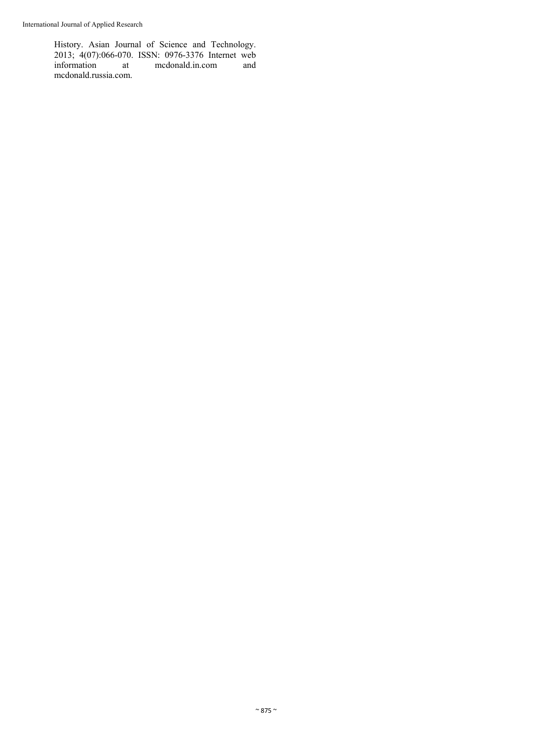History. Asian Journal of Science and Technology. 2013; 4(07):066-070. ISSN: 0976-3376 Internet web information at mcdonald.in.com and mcdonald.russia.com.